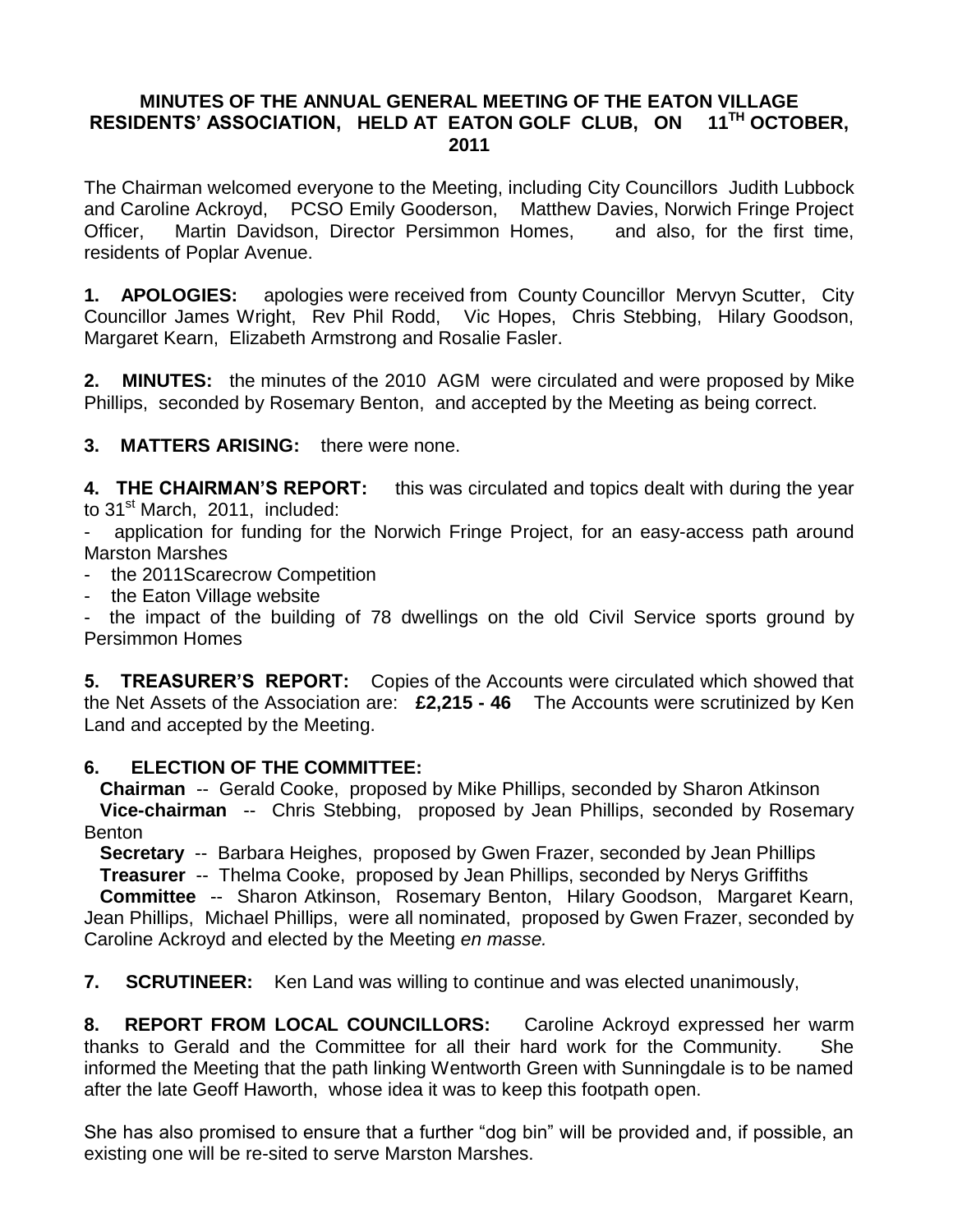**MINUTES OF THE ANNUAL GENERAL MEETING OF THE EATON VILLAGE RESIDENTS' ASSOCIATION, HELD AT EATON GOLF CLUB, ON 11TH OCTOBER, 2011**

The Chairman welcomed everyone to the Meeting, including City Councillors Judith Lubbock and Caroline Ackroyd, PCSO Emily Gooderson, Matthew Davies, Norwich Fringe Project Officer, Martin Davidson, Director Persimmon Homes, and also, for the first time, residents of Poplar Avenue.

**1. APOLOGIES:** apologies were received from County Councillor Mervyn Scutter, City Councillor James Wright, Rev Phil Rodd, Vic Hopes, Chris Stebbing, Hilary Goodson, Margaret Kearn, Elizabeth Armstrong and Rosalie Fasler.

**2. MINUTES:** the minutes of the 2010 AGM were circulated and were proposed by Mike Phillips, seconded by Rosemary Benton, and accepted by the Meeting as being correct.

**3. MATTERS ARISING:** there were none.

**4. THE CHAIRMAN'S REPORT:** this was circulated and topics dealt with during the year to 31st March, 2011, included:

- application for funding for the Norwich Fringe Project, for an easy-access path around Marston Marshes
- the 2011Scarecrow Competition
- the Eaton Village website
- the impact of the building of 78 dwellings on the old Civil Service sports ground by Persimmon Homes

**5. TREASURER'S REPORT:** Copies of the Accounts were circulated which showed that the Net Assets of the Association are: **£2,215 - 46** The Accounts were scrutinized by Ken Land and accepted by the Meeting.

**6. ELECTION OF THE COMMITTEE:**

**Chairman** -- Gerald Cooke, proposed by Mike Phillips, seconded by Sharon Atkinson
**Vice-chairman** -- Chris Stebbing, proposed by Jean Phillips, seconded by Rosemary Benton
**Secretary** -- Barbara Heighes, proposed by Gwen Frazer, seconded by Jean Phillips
**Treasurer** -- Thelma Cooke, proposed by Jean Phillips, seconded by Nerys Griffiths
**Committee** -- Sharon Atkinson, Rosemary Benton, Hilary Goodson, Margaret Kearn, Jean Phillips, Michael Phillips, were all nominated, proposed by Gwen Frazer, seconded by Caroline Ackroyd and elected by the Meeting *en masse.*

**7. SCRUTINEER:** Ken Land was willing to continue and was elected unanimously,

**8. REPORT FROM LOCAL COUNCILLORS:** Caroline Ackroyd expressed her warm thanks to Gerald and the Committee for all their hard work for the Community. She informed the Meeting that the path linking Wentworth Green with Sunningdale is to be named after the late Geoff Haworth, whose idea it was to keep this footpath open.

She has also promised to ensure that a further "dog bin" will be provided and, if possible, an existing one will be re-sited to serve Marston Marshes.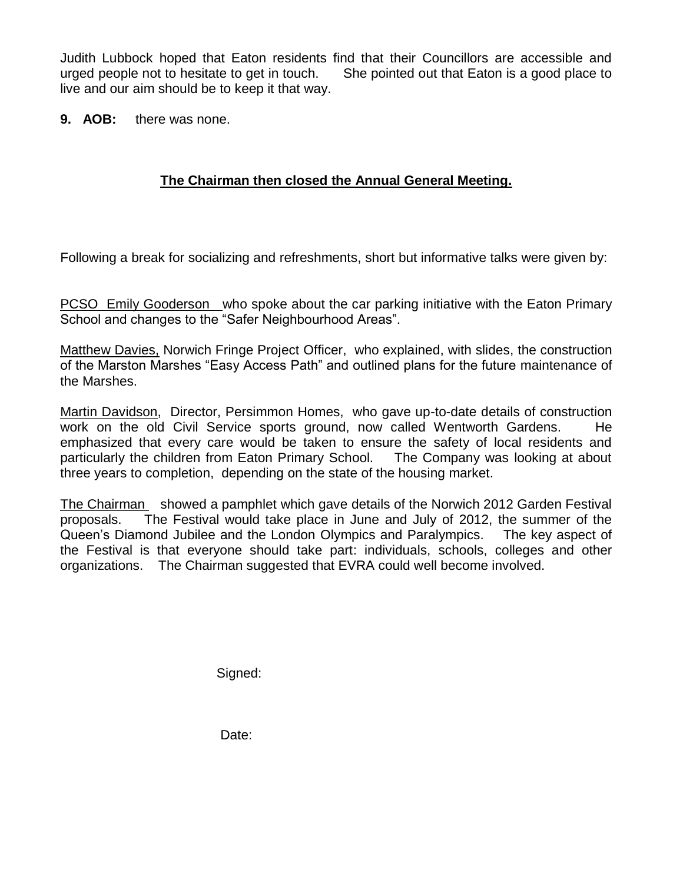Judith Lubbock hoped that Eaton residents find that their Councillors are accessible and urged people not to hesitate to get in touch. She pointed out that Eaton is a good place to live and our aim should be to keep it that way.

**9. AOB:** there was none.

**The Chairman then closed the Annual General Meeting.**

Following a break for socializing and refreshments, short but informative talks were given by:

PCSO Emily Gooderson who spoke about the car parking initiative with the Eaton Primary School and changes to the "Safer Neighbourhood Areas".

Matthew Davies, Norwich Fringe Project Officer, who explained, with slides, the construction of the Marston Marshes "Easy Access Path" and outlined plans for the future maintenance of the Marshes.

Martin Davidson, Director, Persimmon Homes, who gave up-to-date details of construction work on the old Civil Service sports ground, now called Wentworth Gardens. He emphasized that every care would be taken to ensure the safety of local residents and particularly the children from Eaton Primary School. The Company was looking at about three years to completion, depending on the state of the housing market.

The Chairman showed a pamphlet which gave details of the Norwich 2012 Garden Festival proposals. The Festival would take place in June and July of 2012, the summer of the Queen's Diamond Jubilee and the London Olympics and Paralympics. The key aspect of the Festival is that everyone should take part: individuals, schools, colleges and other organizations. The Chairman suggested that EVRA could well become involved.

Signed:

Date: